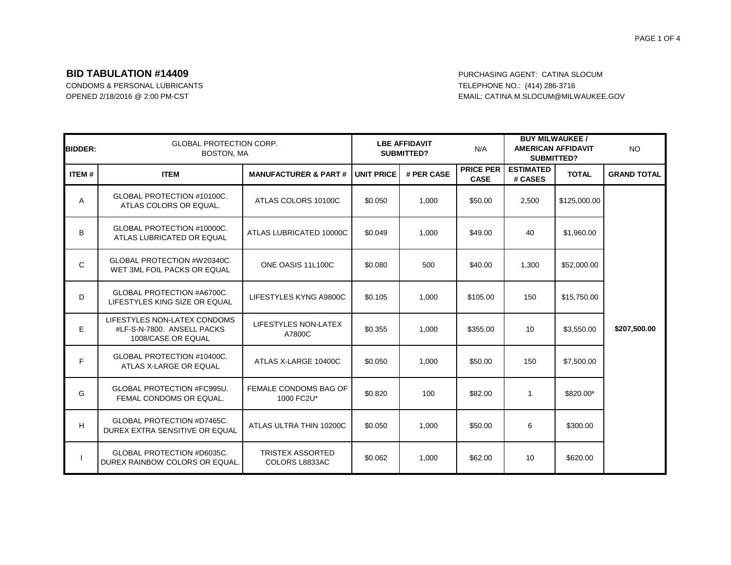# BID TABULATION #14409

CONDOMS & PERSONAL LUBRICANTS
OPENED 2/18/2016 @ 2:00 PM-CST

PURCHASING AGENT: CATINA SLOCUM
TELEPHONE NO.: (414) 286-3716
EMAIL: CATINA.M.SLOCUM@MILWAUKEE.GOV

| **BIDDER:** | GLOBAL PROTECTION CORP. BOSTON, MA | | **LBE AFFIDAVIT SUBMITTED?** | | N/A | **BUY MILWAUKEE / AMERICAN AFFIDAVIT SUBMITTED?** | | NO |
|---|---|---|---|---|---|---|---|---|
| **ITEM #** | **ITEM** | **MANUFACTURER & PART #** | **UNIT PRICE** | **# PER CASE** | **PRICE PER CASE** | **ESTIMATED # CASES** | **TOTAL** | **GRAND TOTAL** |
| A | GLOBAL PROTECTION #10100C. ATLAS COLORS OR EQUAL. | ATLAS COLORS 10100C | $0.050 | 1,000 | $50.00 | 2,500 | $125,000.00 | |
| B | GLOBAL PROTECTION #10000C. ATLAS LUBRICATED OR EQUAL | ATLAS LUBRICATED 10000C | $0.049 | 1,000 | $49.00 | 40 | $1,960.00 | |
| C | GLOBAL PROTECTION #W20340C. WET 3ML FOIL PACKS OR EQUAL | ONE OASIS 11L100C | $0.080 | 500 | $40.00 | 1,300 | $52,000.00 | |
| D | GLOBAL PROTECTION #A6700C. LIFESTYLES KING SIZE OR EQUAL | LIFESTYLES KYNG A9800C | $0.105 | 1,000 | $105.00 | 150 | $15,750.00 | |
| E | LIFESTYLES NON-LATEX CONDOMS #LF-S-N-7800. ANSELL PACKS 1008/CASE OR EQUAL | LIFESTYLES NON-LATEX A7800C | $0.355 | 1,000 | $355.00 | 10 | $3,550.00 | **$207,500.00** |
| F | GLOBAL PROTECTION #10400C. ATLAS X-LARGE OR EQUAL | ATLAS X-LARGE 10400C | $0.050 | 1,000 | $50.00 | 150 | $7,500.00 | |
| G | GLOBAL PROTECTION #FC995U. FEMAL CONDOMS OR EQUAL. | FEMALE CONDOMS BAG OF 1000 FC2U* | $0.820 | 100 | $82.00 | 1 | $820.00* | |
| H | GLOBAL PROTECTION #D7465C. DUREX EXTRA SENSITIVE OR EQUAL | ATLAS ULTRA THIN 10200C | $0.050 | 1,000 | $50.00 | 6 | $300.00 | |
| I | GLOBAL PROTECTION #D6035C. DUREX RAINBOW COLORS OR EQUAL. | TRISTEX ASSORTED COLORS L8833AC | $0.062 | 1,000 | $62.00 | 10 | $620.00 | |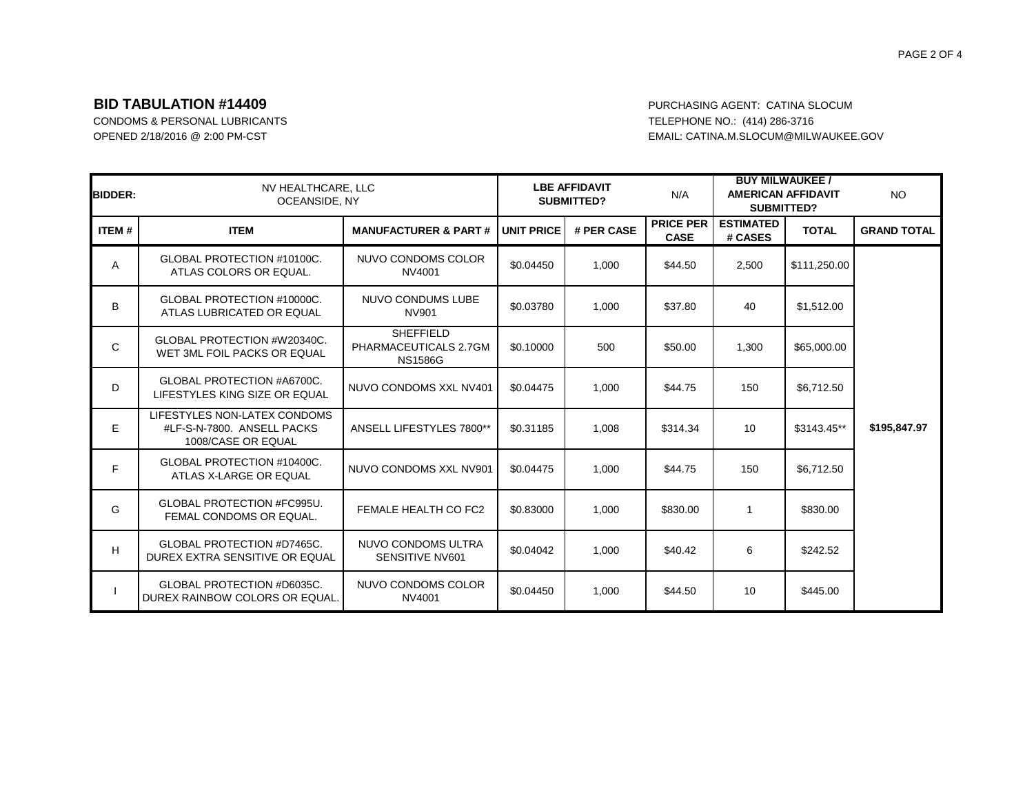**BID TABULATION #14409**
CONDOMS & PERSONAL LUBRICANTS
OPENED 2/18/2016 @ 2:00 PM-CST

PURCHASING AGENT: CATINA SLOCUM
TELEPHONE NO.: (414) 286-3716
EMAIL: CATINA.M.SLOCUM@MILWAUKEE.GOV

| **BIDDER:** | NV HEALTHCARE, LLC<br>OCEANSIDE, NY | | **LBE AFFIDAVIT SUBMITTED?** | | N/A | **BUY MILWAUKEE / AMERICAN AFFIDAVIT SUBMITTED?** | | NO |
|---|---|---|---|---|---|---|---|---|
| **ITEM #** | **ITEM** | **MANUFACTURER & PART #** | **UNIT PRICE** | **# PER CASE** | **PRICE PER CASE** | **ESTIMATED # CASES** | **TOTAL** | **GRAND TOTAL** |
| A | GLOBAL PROTECTION #10100C. ATLAS COLORS OR EQUAL. | NUVO CONDOMS COLOR NV4001 | $0.04450 | 1,000 | $44.50 | 2,500 | $111,250.00 | |
| B | GLOBAL PROTECTION #10000C. ATLAS LUBRICATED OR EQUAL | NUVO CONDUMS LUBE NV901 | $0.03780 | 1,000 | $37.80 | 40 | $1,512.00 | |
| C | GLOBAL PROTECTION #W20340C. WET 3ML FOIL PACKS OR EQUAL | SHEFFIELD PHARMACEUTICALS 2.7GM NS1586G | $0.10000 | 500 | $50.00 | 1,300 | $65,000.00 | |
| D | GLOBAL PROTECTION #A6700C. LIFESTYLES KING SIZE OR EQUAL | NUVO CONDOMS XXL NV401 | $0.04475 | 1,000 | $44.75 | 150 | $6,712.50 | |
| E | LIFESTYLES NON-LATEX CONDOMS #LF-S-N-7800. ANSELL PACKS 1008/CASE OR EQUAL | ANSELL LIFESTYLES 7800** | $0.31185 | 1,008 | $314.34 | 10 | $3143.45** | **$195,847.97** |
| F | GLOBAL PROTECTION #10400C. ATLAS X-LARGE OR EQUAL | NUVO CONDOMS XXL NV901 | $0.04475 | 1,000 | $44.75 | 150 | $6,712.50 | |
| G | GLOBAL PROTECTION #FC995U. FEMAL CONDOMS OR EQUAL. | FEMALE HEALTH CO FC2 | $0.83000 | 1,000 | $830.00 | 1 | $830.00 | |
| H | GLOBAL PROTECTION #D7465C. DUREX EXTRA SENSITIVE OR EQUAL | NUVO CONDOMS ULTRA SENSITIVE NV601 | $0.04042 | 1,000 | $40.42 | 6 | $242.52 | |
| I | GLOBAL PROTECTION #D6035C. DUREX RAINBOW COLORS OR EQUAL. | NUVO CONDOMS COLOR NV4001 | $0.04450 | 1,000 | $44.50 | 10 | $445.00 | |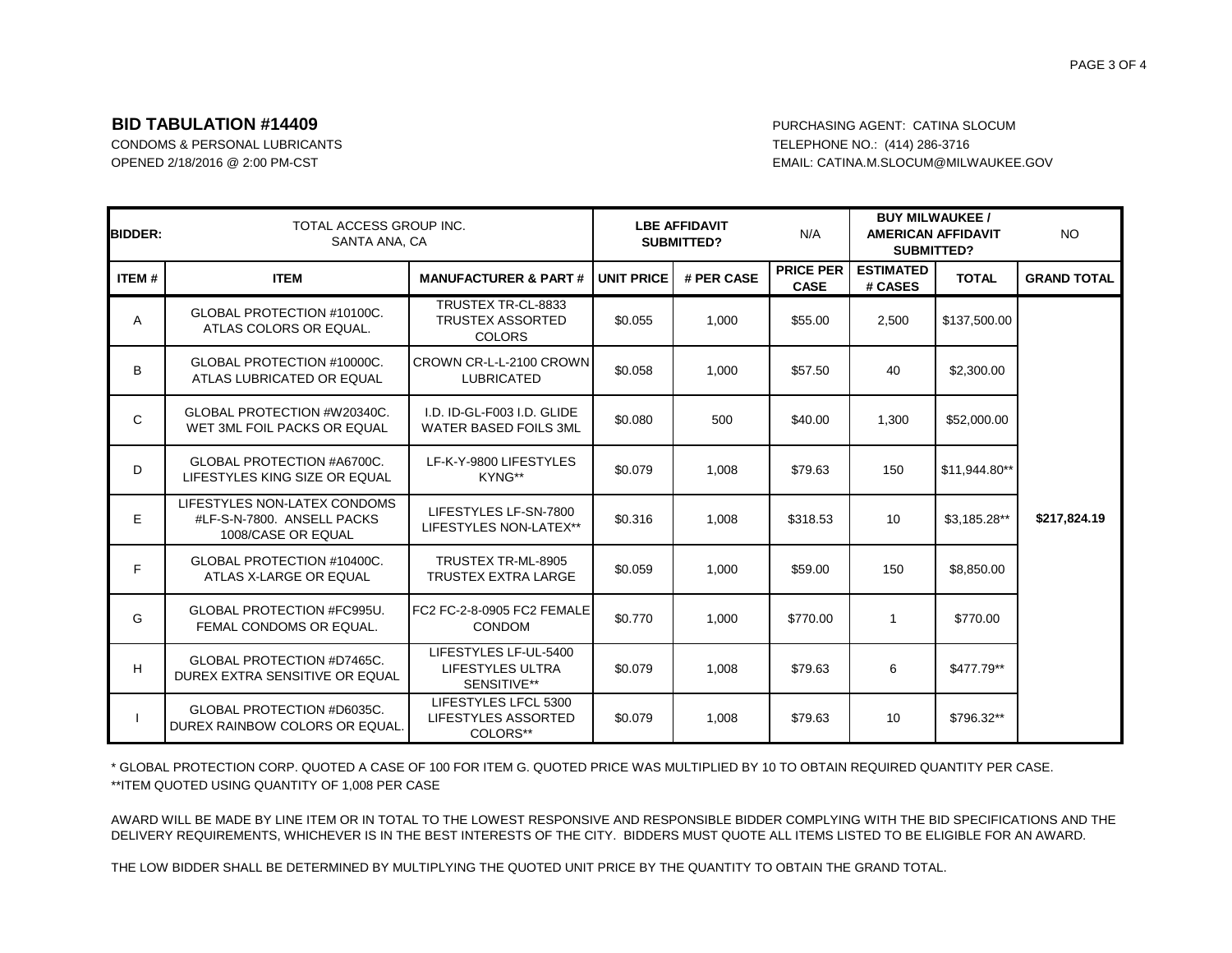**BID TABULATION #14409**
CONDOMS & PERSONAL LUBRICANTS
OPENED 2/18/2016 @ 2:00 PM-CST

PURCHASING AGENT: CATINA SLOCUM
TELEPHONE NO.: (414) 286-3716
EMAIL: CATINA.M.SLOCUM@MILWAUKEE.GOV

| BIDDER: | TOTAL ACCESS GROUP INC. SANTA ANA, CA | | LBE AFFIDAVIT SUBMITTED? | | N/A | BUY MILWAUKEE / AMERICAN AFFIDAVIT SUBMITTED? | | NO |
|---|---|---|---|---|---|---|---|---|
| **ITEM #** | **ITEM** | **MANUFACTURER & PART #** | **UNIT PRICE** | **# PER CASE** | **PRICE PER CASE** | **ESTIMATED # CASES** | **TOTAL** | **GRAND TOTAL** |
| A | GLOBAL PROTECTION #10100C. ATLAS COLORS OR EQUAL. | TRUSTEX TR-CL-8833 TRUSTEX ASSORTED COLORS | $0.055 | 1,000 | $55.00 | 2,500 | $137,500.00 | |
| B | GLOBAL PROTECTION #10000C. ATLAS LUBRICATED OR EQUAL | CROWN CR-L-L-2100 CROWN LUBRICATED | $0.058 | 1,000 | $57.50 | 40 | $2,300.00 | |
| C | GLOBAL PROTECTION #W20340C. WET 3ML FOIL PACKS OR EQUAL | I.D. ID-GL-F003 I.D. GLIDE WATER BASED FOILS 3ML | $0.080 | 500 | $40.00 | 1,300 | $52,000.00 | |
| D | GLOBAL PROTECTION #A6700C. LIFESTYLES KING SIZE OR EQUAL | LF-K-Y-9800 LIFESTYLES KYNG** | $0.079 | 1,008 | $79.63 | 150 | $11,944.80** | |
| E | LIFESTYLES NON-LATEX CONDOMS #LF-S-N-7800. ANSELL PACKS 1008/CASE OR EQUAL | LIFESTYLES LF-SN-7800 LIFESTYLES NON-LATEX** | $0.316 | 1,008 | $318.53 | 10 | $3,185.28** | $217,824.19 |
| F | GLOBAL PROTECTION #10400C. ATLAS X-LARGE OR EQUAL | TRUSTEX TR-ML-8905 TRUSTEX EXTRA LARGE | $0.059 | 1,000 | $59.00 | 150 | $8,850.00 | |
| G | GLOBAL PROTECTION #FC995U. FEMAL CONDOMS OR EQUAL. | FC2 FC-2-8-0905 FC2 FEMALE CONDOM | $0.770 | 1,000 | $770.00 | 1 | $770.00 | |
| H | GLOBAL PROTECTION #D7465C. DUREX EXTRA SENSITIVE OR EQUAL | LIFESTYLES LF-UL-5400 LIFESTYLES ULTRA SENSITIVE** | $0.079 | 1,008 | $79.63 | 6 | $477.79** | |
| I | GLOBAL PROTECTION #D6035C. DUREX RAINBOW COLORS OR EQUAL. | LIFESTYLES LFCL 5300 LIFESTYLES ASSORTED COLORS** | $0.079 | 1,008 | $79.63 | 10 | $796.32** | |

\* GLOBAL PROTECTION CORP. QUOTED A CASE OF 100 FOR ITEM G. QUOTED PRICE WAS MULTIPLIED BY 10 TO OBTAIN REQUIRED QUANTITY PER CASE.
**ITEM QUOTED USING QUANTITY OF 1,008 PER CASE

AWARD WILL BE MADE BY LINE ITEM OR IN TOTAL TO THE LOWEST RESPONSIVE AND RESPONSIBLE BIDDER COMPLYING WITH THE BID SPECIFICATIONS AND THE DELIVERY REQUIREMENTS, WHICHEVER IS IN THE BEST INTERESTS OF THE CITY. BIDDERS MUST QUOTE ALL ITEMS LISTED TO BE ELIGIBLE FOR AN AWARD.

THE LOW BIDDER SHALL BE DETERMINED BY MULTIPLYING THE QUOTED UNIT PRICE BY THE QUANTITY TO OBTAIN THE GRAND TOTAL.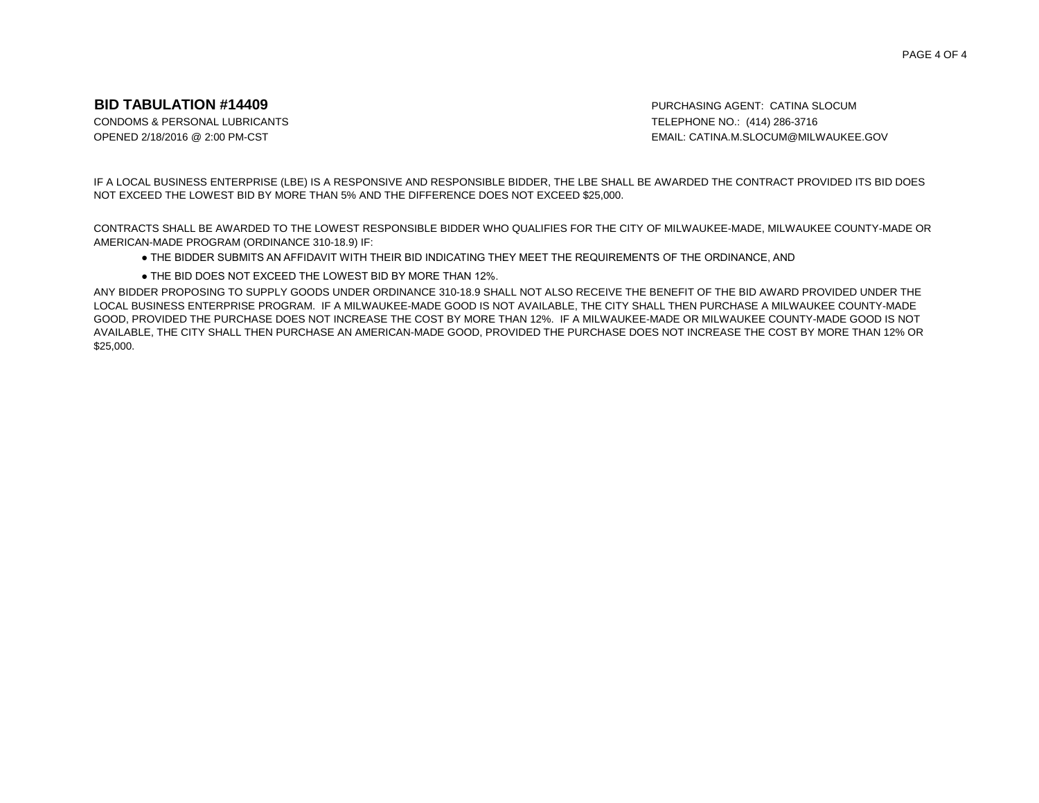## BID TABULATION #14409

CONDOMS & PERSONAL LUBRICANTS
OPENED 2/18/2016 @ 2:00 PM-CST

PURCHASING AGENT: CATINA SLOCUM
TELEPHONE NO.: (414) 286-3716
EMAIL: CATINA.M.SLOCUM@MILWAUKEE.GOV

IF A LOCAL BUSINESS ENTERPRISE (LBE) IS A RESPONSIVE AND RESPONSIBLE BIDDER, THE LBE SHALL BE AWARDED THE CONTRACT PROVIDED ITS BID DOES NOT EXCEED THE LOWEST BID BY MORE THAN 5% AND THE DIFFERENCE DOES NOT EXCEED $25,000.

CONTRACTS SHALL BE AWARDED TO THE LOWEST RESPONSIBLE BIDDER WHO QUALIFIES FOR THE CITY OF MILWAUKEE-MADE, MILWAUKEE COUNTY-MADE OR AMERICAN-MADE PROGRAM (ORDINANCE 310-18.9) IF:

- THE BIDDER SUBMITS AN AFFIDAVIT WITH THEIR BID INDICATING THEY MEET THE REQUIREMENTS OF THE ORDINANCE, AND
- THE BID DOES NOT EXCEED THE LOWEST BID BY MORE THAN 12%.

ANY BIDDER PROPOSING TO SUPPLY GOODS UNDER ORDINANCE 310-18.9 SHALL NOT ALSO RECEIVE THE BENEFIT OF THE BID AWARD PROVIDED UNDER THE LOCAL BUSINESS ENTERPRISE PROGRAM. IF A MILWAUKEE-MADE GOOD IS NOT AVAILABLE, THE CITY SHALL THEN PURCHASE A MILWAUKEE COUNTY-MADE GOOD, PROVIDED THE PURCHASE DOES NOT INCREASE THE COST BY MORE THAN 12%. IF A MILWAUKEE-MADE OR MILWAUKEE COUNTY-MADE GOOD IS NOT AVAILABLE, THE CITY SHALL THEN PURCHASE AN AMERICAN-MADE GOOD, PROVIDED THE PURCHASE DOES NOT INCREASE THE COST BY MORE THAN 12% OR $25,000.